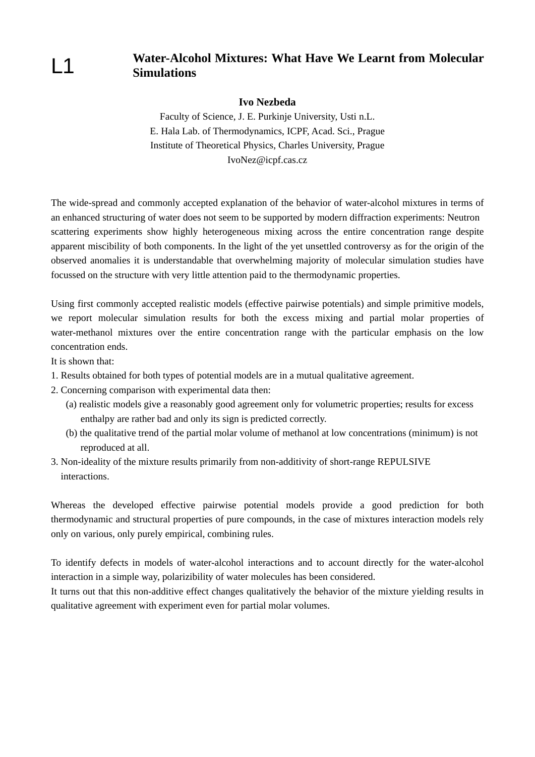L1

# Water-Alcohol Mixtures: What Have We Learnt from Molecular Simulations

**Ivo Nezbeda**

Faculty of Science, J. E. Purkinje University, Usti n.L.
E. Hala Lab. of Thermodynamics, ICPF, Acad. Sci., Prague
Institute of Theoretical Physics, Charles University, Prague
IvoNez@icpf.cas.cz

The wide-spread and commonly accepted explanation of the behavior of water-alcohol mixtures in terms of an enhanced structuring of water does not seem to be supported by modern diffraction experiments: Neutron scattering experiments show highly heterogeneous mixing across the entire concentration range despite apparent miscibility of both components. In the light of the yet unsettled controversy as for the origin of the observed anomalies it is understandable that overwhelming majority of molecular simulation studies have focussed on the structure with very little attention paid to the thermodynamic properties.

Using first commonly accepted realistic models (effective pairwise potentials) and simple primitive models, we report molecular simulation results for both the excess mixing and partial molar properties of water-methanol mixtures over the entire concentration range with the particular emphasis on the low concentration ends.

It is shown that:

1. Results obtained for both types of potential models are in a mutual qualitative agreement.
2. Concerning comparison with experimental data then:
   (a) realistic models give a reasonably good agreement only for volumetric properties; results for excess enthalpy are rather bad and only its sign is predicted correctly.
   (b) the qualitative trend of the partial molar volume of methanol at low concentrations (minimum) is not reproduced at all.
3. Non-ideality of the mixture results primarily from non-additivity of short-range REPULSIVE interactions.

Whereas the developed effective pairwise potential models provide a good prediction for both thermodynamic and structural properties of pure compounds, in the case of mixtures interaction models rely only on various, only purely empirical, combining rules.

To identify defects in models of water-alcohol interactions and to account directly for the water-alcohol interaction in a simple way, polarizibility of water molecules has been considered.

It turns out that this non-additive effect changes qualitatively the behavior of the mixture yielding results in qualitative agreement with experiment even for partial molar volumes.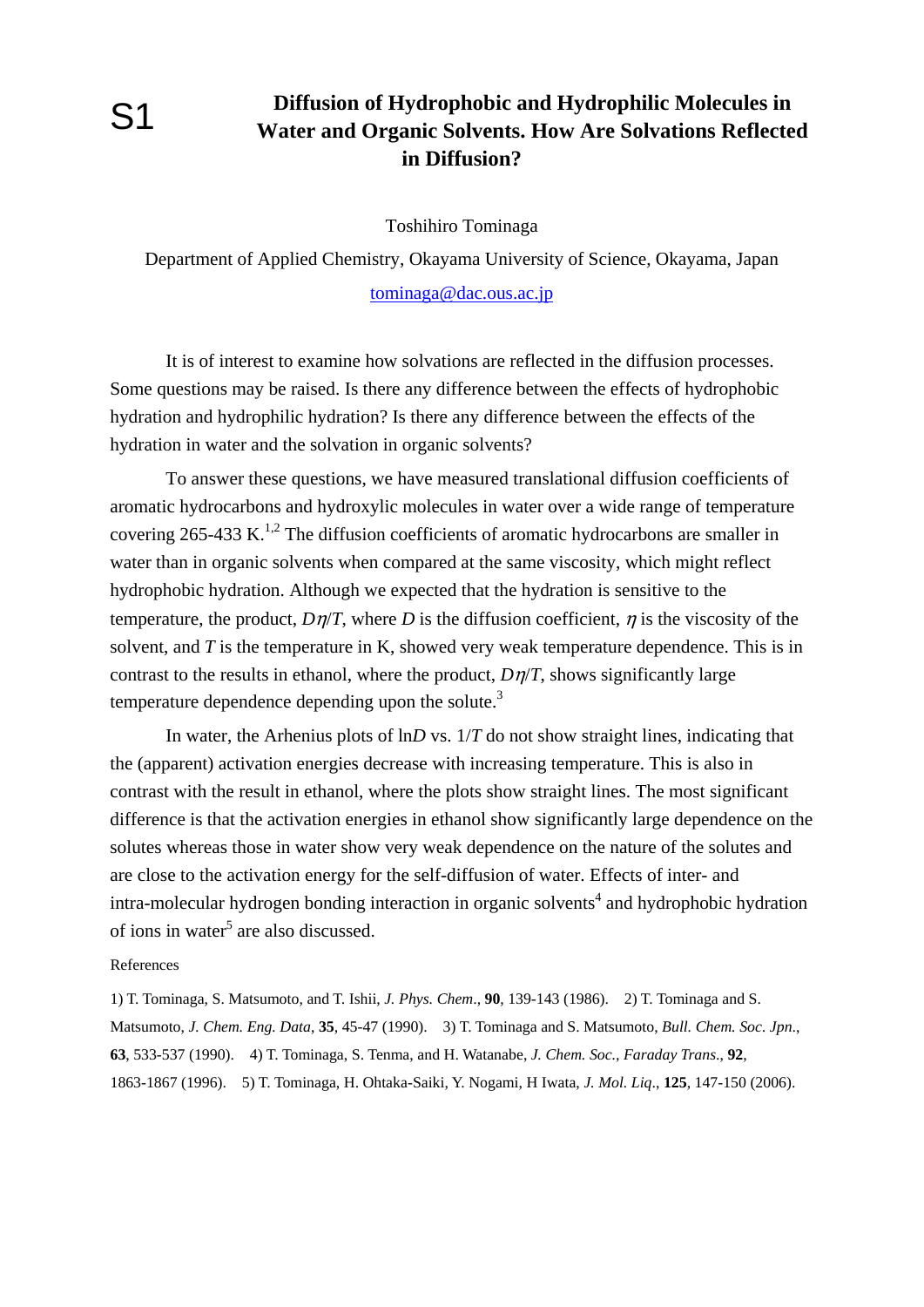S1

# Diffusion of Hydrophobic and Hydrophilic Molecules in Water and Organic Solvents. How Are Solvations Reflected in Diffusion?

Toshihiro Tominaga

Department of Applied Chemistry, Okayama University of Science, Okayama, Japan

tominaga@dac.ous.ac.jp

It is of interest to examine how solvations are reflected in the diffusion processes. Some questions may be raised. Is there any difference between the effects of hydrophobic hydration and hydrophilic hydration? Is there any difference between the effects of the hydration in water and the solvation in organic solvents?

To answer these questions, we have measured translational diffusion coefficients of aromatic hydrocarbons and hydroxylic molecules in water over a wide range of temperature covering 265-433 K.[1,2] The diffusion coefficients of aromatic hydrocarbons are smaller in water than in organic solvents when compared at the same viscosity, which might reflect hydrophobic hydration. Although we expected that the hydration is sensitive to the temperature, the product, $D\eta/T$, where $D$ is the diffusion coefficient, $\eta$ is the viscosity of the solvent, and $T$ is the temperature in K, showed very weak temperature dependence. This is in contrast to the results in ethanol, where the product, $D\eta/T$, shows significantly large temperature dependence depending upon the solute.[3]

In water, the Arhenius plots of ln$D$ vs. $1/T$ do not show straight lines, indicating that the (apparent) activation energies decrease with increasing temperature. This is also in contrast with the result in ethanol, where the plots show straight lines. The most significant difference is that the activation energies in ethanol show significantly large dependence on the solutes whereas those in water show very weak dependence on the nature of the solutes and are close to the activation energy for the self-diffusion of water. Effects of inter- and intra-molecular hydrogen bonding interaction in organic solvents[4] and hydrophobic hydration of ions in water[5] are also discussed.

References

1) T. Tominaga, S. Matsumoto, and T. Ishii, *J. Phys. Chem*., **90**, 139-143 (1986). 2) T. Tominaga and S. Matsumoto, *J. Chem. Eng. Data*, **35**, 45-47 (1990). 3) T. Tominaga and S. Matsumoto, *Bull. Chem. Soc. Jpn*., **63**, 533-537 (1990). 4) T. Tominaga, S. Tenma, and H. Watanabe, *J. Chem. Soc., Faraday Trans*., **92**, 1863-1867 (1996). 5) T. Tominaga, H. Ohtaka-Saiki, Y. Nogami, H Iwata, *J. Mol. Liq*., **125**, 147-150 (2006).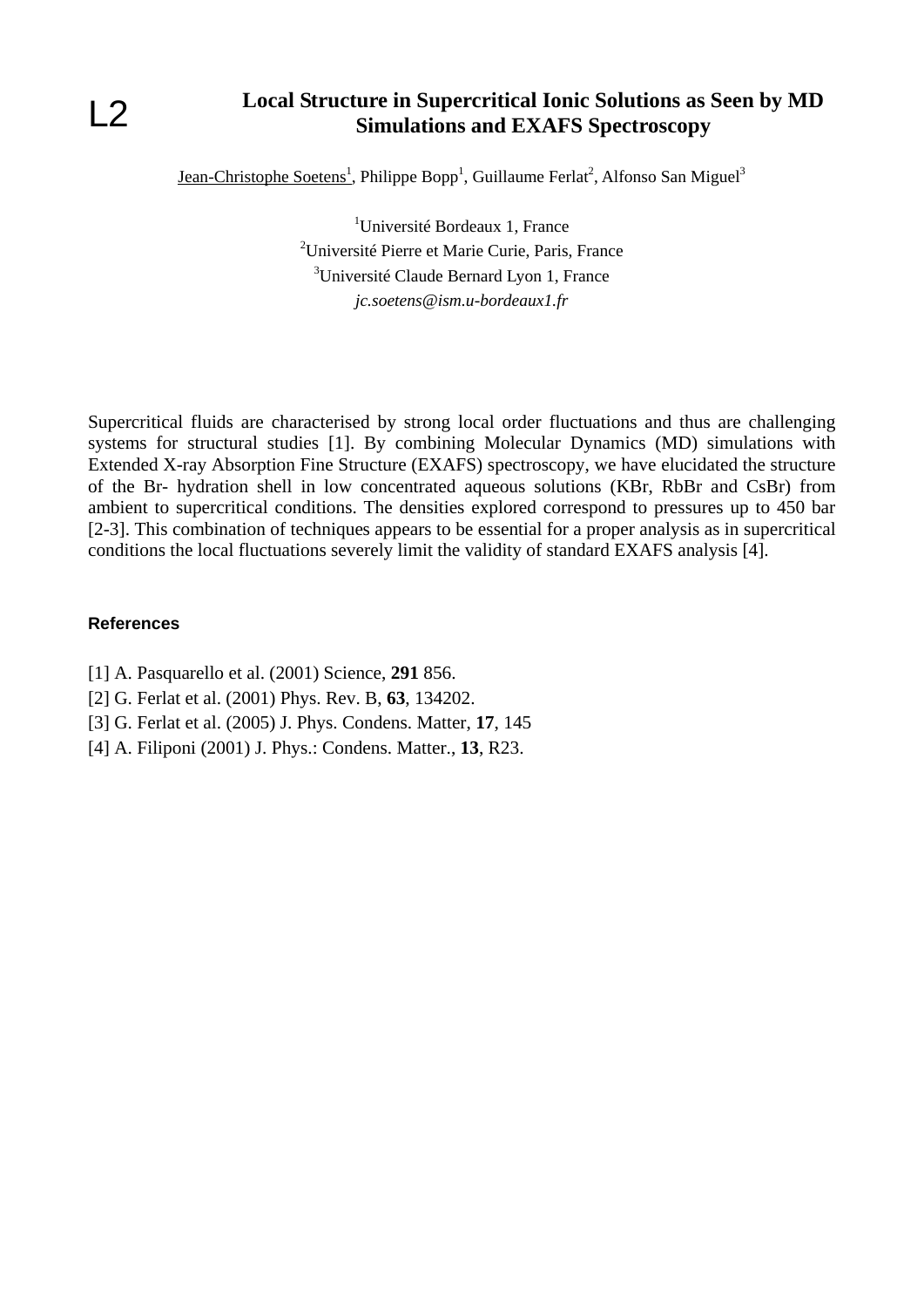L2

# Local Structure in Supercritical Ionic Solutions as Seen by MD Simulations and EXAFS Spectroscopy

Jean-Christophe Soetens[1], Philippe Bopp[1], Guillaume Ferlat[2], Alfonso San Miguel[3]

[1]Université Bordeaux 1, France
[2]Université Pierre et Marie Curie, Paris, France
[3]Université Claude Bernard Lyon 1, France
*jc.soetens@ism.u-bordeaux1.fr*

Supercritical fluids are characterised by strong local order fluctuations and thus are challenging systems for structural studies [1]. By combining Molecular Dynamics (MD) simulations with Extended X-ray Absorption Fine Structure (EXAFS) spectroscopy, we have elucidated the structure of the Br- hydration shell in low concentrated aqueous solutions (KBr, RbBr and CsBr) from ambient to supercritical conditions. The densities explored correspond to pressures up to 450 bar [2-3]. This combination of techniques appears to be essential for a proper analysis as in supercritical conditions the local fluctuations severely limit the validity of standard EXAFS analysis [4].

### References

[1] A. Pasquarello et al. (2001) Science, **291** 856.
[2] G. Ferlat et al. (2001) Phys. Rev. B, **63**, 134202.
[3] G. Ferlat et al. (2005) J. Phys. Condens. Matter, **17**, 145
[4] A. Filiponi (2001) J. Phys.: Condens. Matter., **13**, R23.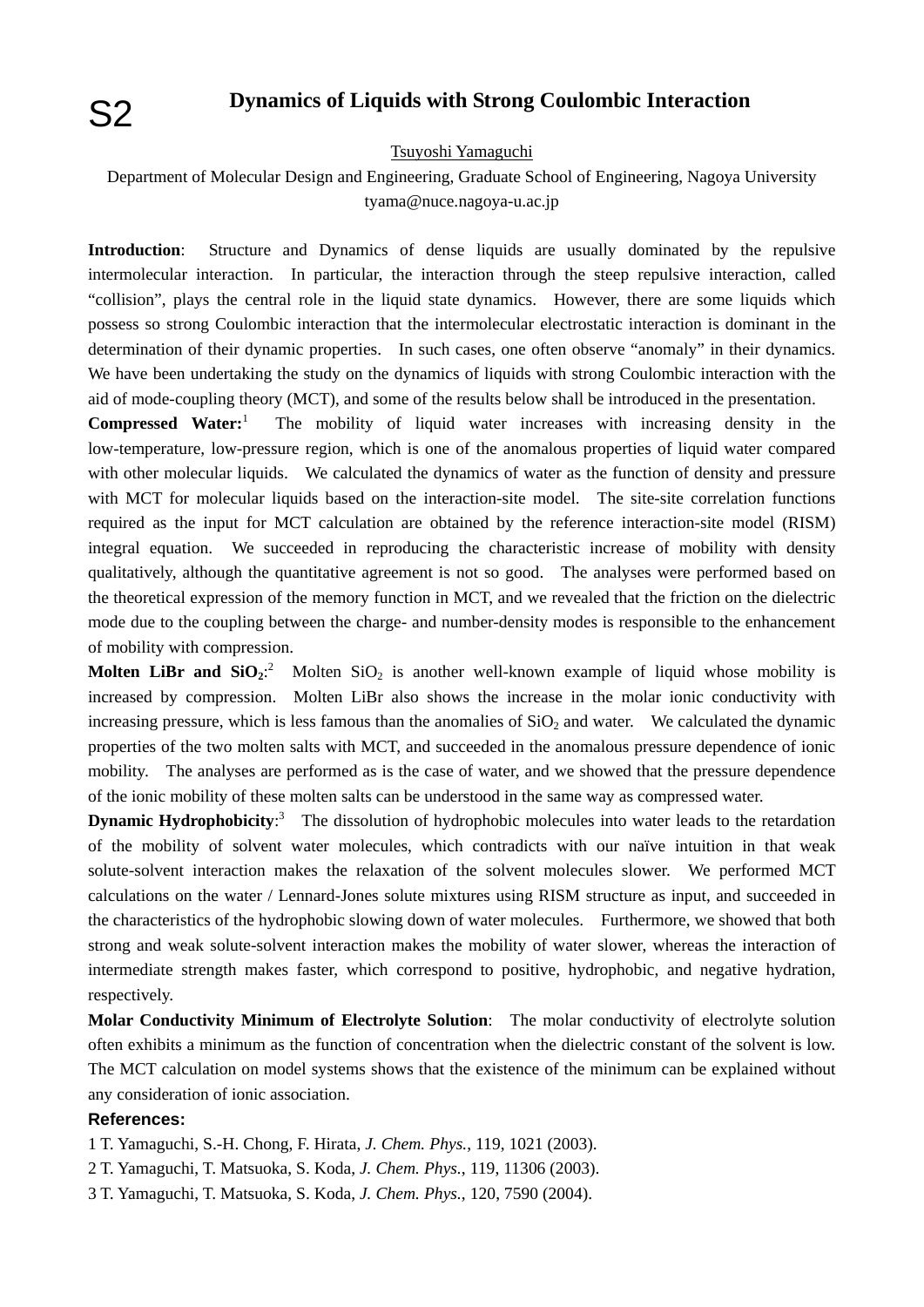S2

# Dynamics of Liquids with Strong Coulombic Interaction

Tsuyoshi Yamaguchi

Department of Molecular Design and Engineering, Graduate School of Engineering, Nagoya University
tyama@nuce.nagoya-u.ac.jp

**Introduction**: Structure and Dynamics of dense liquids are usually dominated by the repulsive intermolecular interaction. In particular, the interaction through the steep repulsive interaction, called "collision", plays the central role in the liquid state dynamics. However, there are some liquids which possess so strong Coulombic interaction that the intermolecular electrostatic interaction is dominant in the determination of their dynamic properties. In such cases, one often observe "anomaly" in their dynamics. We have been undertaking the study on the dynamics of liquids with strong Coulombic interaction with the aid of mode-coupling theory (MCT), and some of the results below shall be introduced in the presentation.

**Compressed Water:**[1] The mobility of liquid water increases with increasing density in the low-temperature, low-pressure region, which is one of the anomalous properties of liquid water compared with other molecular liquids. We calculated the dynamics of water as the function of density and pressure with MCT for molecular liquids based on the interaction-site model. The site-site correlation functions required as the input for MCT calculation are obtained by the reference interaction-site model (RISM) integral equation. We succeeded in reproducing the characteristic increase of mobility with density qualitatively, although the quantitative agreement is not so good. The analyses were performed based on the theoretical expression of the memory function in MCT, and we revealed that the friction on the dielectric mode due to the coupling between the charge- and number-density modes is responsible to the enhancement of mobility with compression.

**Molten LiBr and $SiO_2$:**[2] Molten $SiO_2$ is another well-known example of liquid whose mobility is increased by compression. Molten LiBr also shows the increase in the molar ionic conductivity with increasing pressure, which is less famous than the anomalies of $SiO_2$ and water. We calculated the dynamic properties of the two molten salts with MCT, and succeeded in the anomalous pressure dependence of ionic mobility. The analyses are performed as is the case of water, and we showed that the pressure dependence of the ionic mobility of these molten salts can be understood in the same way as compressed water.

**Dynamic Hydrophobicity**:[3] The dissolution of hydrophobic molecules into water leads to the retardation of the mobility of solvent water molecules, which contradicts with our naïve intuition in that weak solute-solvent interaction makes the relaxation of the solvent molecules slower. We performed MCT calculations on the water / Lennard-Jones solute mixtures using RISM structure as input, and succeeded in the characteristics of the hydrophobic slowing down of water molecules. Furthermore, we showed that both strong and weak solute-solvent interaction makes the mobility of water slower, whereas the interaction of intermediate strength makes faster, which correspond to positive, hydrophobic, and negative hydration, respectively.

**Molar Conductivity Minimum of Electrolyte Solution**: The molar conductivity of electrolyte solution often exhibits a minimum as the function of concentration when the dielectric constant of the solvent is low. The MCT calculation on model systems shows that the existence of the minimum can be explained without any consideration of ionic association.

**References:**

1 T. Yamaguchi, S.-H. Chong, F. Hirata, *J. Chem. Phys.*, 119, 1021 (2003).

2 T. Yamaguchi, T. Matsuoka, S. Koda, *J. Chem. Phys.*, 119, 11306 (2003).

3 T. Yamaguchi, T. Matsuoka, S. Koda, *J. Chem. Phys.*, 120, 7590 (2004).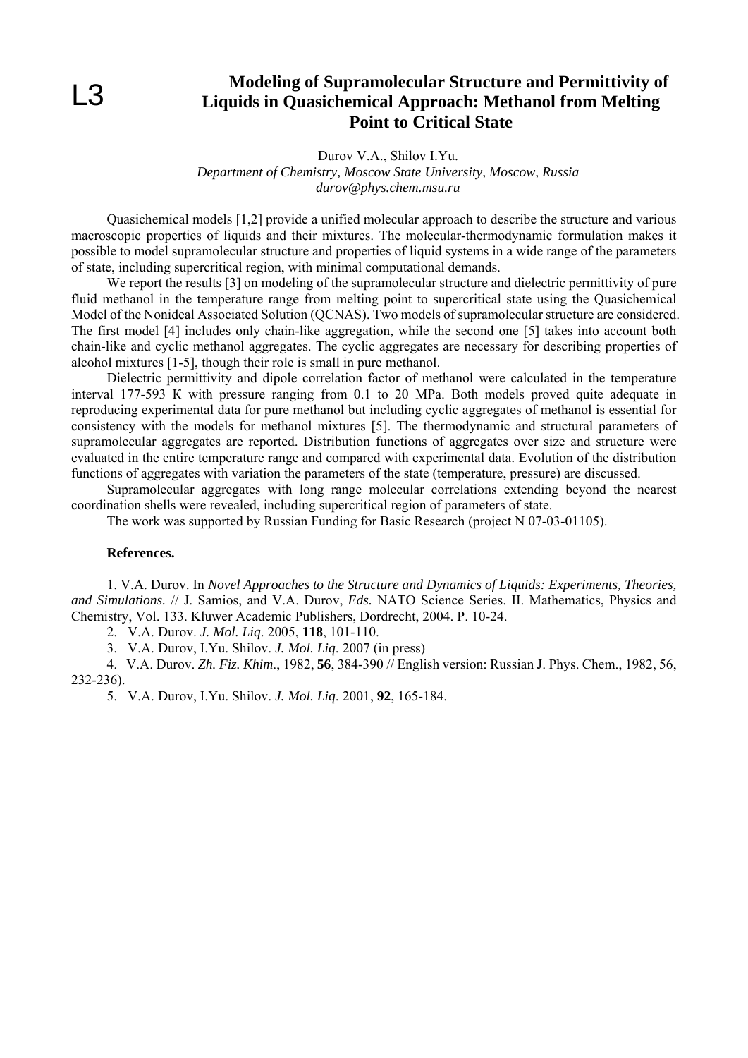L3

# Modeling of Supramolecular Structure and Permittivity of Liquids in Quasichemical Approach: Methanol from Melting Point to Critical State

Durov V.A., Shilov I.Yu.
*Department of Chemistry, Moscow State University, Moscow, Russia*
*durov@phys.chem.msu.ru*

Quasichemical models [1,2] provide a unified molecular approach to describe the structure and various macroscopic properties of liquids and their mixtures. The molecular-thermodynamic formulation makes it possible to model supramolecular structure and properties of liquid systems in a wide range of the parameters of state, including supercritical region, with minimal computational demands.

We report the results [3] on modeling of the supramolecular structure and dielectric permittivity of pure fluid methanol in the temperature range from melting point to supercritical state using the Quasichemical Model of the Nonideal Associated Solution (QCNAS). Two models of supramolecular structure are considered. The first model [4] includes only chain-like aggregation, while the second one [5] takes into account both chain-like and cyclic methanol aggregates. The cyclic aggregates are necessary for describing properties of alcohol mixtures [1-5], though their role is small in pure methanol.

Dielectric permittivity and dipole correlation factor of methanol were calculated in the temperature interval 177-593 K with pressure ranging from 0.1 to 20 MPa. Both models proved quite adequate in reproducing experimental data for pure methanol but including cyclic aggregates of methanol is essential for consistency with the models for methanol mixtures [5]. The thermodynamic and structural parameters of supramolecular aggregates are reported. Distribution functions of aggregates over size and structure were evaluated in the entire temperature range and compared with experimental data. Evolution of the distribution functions of aggregates with variation the parameters of the state (temperature, pressure) are discussed.

Supramolecular aggregates with long range molecular correlations extending beyond the nearest coordination shells were revealed, including supercritical region of parameters of state.

The work was supported by Russian Funding for Basic Research (project N 07-03-01105).

**References.**

1. V.A. Durov. In *Novel Approaches to the Structure and Dynamics of Liquids: Experiments, Theories, and Simulations.* // J. Samios, and V.A. Durov, *Eds.* NATO Science Series. II. Mathematics, Physics and Chemistry, Vol. 133. Kluwer Academic Publishers, Dordrecht, 2004. P. 10-24.
2. V.A. Durov. *J. Mol. Liq*. 2005, **118**, 101-110.
3. V.A. Durov, I.Yu. Shilov. *J. Mol. Liq*. 2007 (in press)
4. V.A. Durov. *Zh. Fiz. Khim*., 1982, **56**, 384-390 // English version: Russian J. Phys. Chem., 1982, 56, 232-236).
5. V.A. Durov, I.Yu. Shilov. *J. Mol. Liq*. 2001, **92**, 165-184.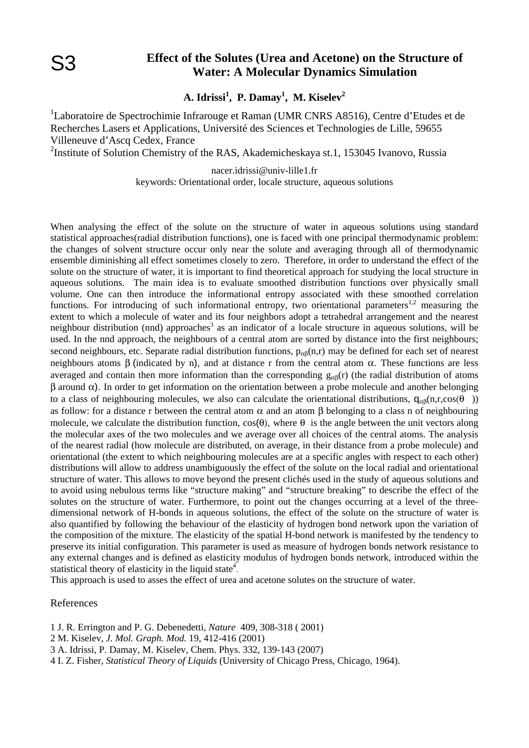S3

# Effect of the Solutes (Urea and Acetone) on the Structure of Water: A Molecular Dynamics Simulation

**A. Idrissi[1], P. Damay[1], M. Kiselev[2]**

[1]Laboratoire de Spectrochimie Infrarouge et Raman (UMR CNRS A8516), Centre d'Etudes et de Recherches Lasers et Applications, Université des Sciences et Technologies de Lille, 59655 Villeneuve d'Ascq Cedex, France

[2]Institute of Solution Chemistry of the RAS, Akademicheskaya st.1, 153045 Ivanovo, Russia

nacer.idrissi@univ-lille1.fr

keywords: Orientational order, locale structure, aqueous solutions

When analysing the effect of the solute on the structure of water in aqueous solutions using standard statistical approaches(radial distribution functions), one is faced with one principal thermodynamic problem: the changes of solvent structure occur only near the solute and averaging through all of thermodynamic ensemble diminishing all effect sometimes closely to zero. Therefore, in order to understand the effect of the solute on the structure of water, it is important to find theoretical approach for studying the local structure in aqueous solutions. The main idea is to evaluate smoothed distribution functions over physically small volume. One can then introduce the informational entropy associated with these smoothed correlation functions. For introducing of such informational entropy, two orientational parameters[1,2] measuring the extent to which a molecule of water and its four neighbors adopt a tetrahedral arrangement and the nearest neighbour distribution (nnd) approaches[3] as an indicator of a locale structure in aqueous solutions, will be used. In the nnd approach, the neighbours of a central atom are sorted by distance into the first neighbours; second neighbours, etc. Separate radial distribution functions, $p_{\alpha\beta}(n,r)$ may be defined for each set of nearest neighbours atoms $\beta$ (indicated by n), and at distance r from the central atom $\alpha$. These functions are less averaged and contain then more information than the corresponding $g_{\alpha\beta}(r)$ (the radial distribution of atoms $\beta$ around $\alpha$). In order to get information on the orientation between a probe molecule and another belonging to a class of neighbouring molecules, we also can calculate the orientational distributions, $q_{\alpha\beta}(n,r,\cos(\theta))$ as follow: for a distance r between the central atom $\alpha$ and an atom $\beta$ belonging to a class n of neighbouring molecule, we calculate the distribution function, $\cos(\theta)$, where $\theta$ is the angle between the unit vectors along the molecular axes of the two molecules and we average over all choices of the central atoms. The analysis of the nearest radial (how molecule are distributed, on average, in their distance from a probe molecule) and orientational (the extent to which neighbouring molecules are at a specific angles with respect to each other) distributions will allow to address unambiguously the effect of the solute on the local radial and orientational structure of water. This allows to move beyond the present clichés used in the study of aqueous solutions and to avoid using nebulous terms like "structure making" and "structure breaking" to describe the effect of the solutes on the structure of water. Furthermore, to point out the changes occurring at a level of the three-dimensional network of H-bonds in aqueous solutions, the effect of the solute on the structure of water is also quantified by following the behaviour of the elasticity of hydrogen bond network upon the variation of the composition of the mixture. The elasticity of the spatial H-bond network is manifested by the tendency to preserve its initial configuration. This parameter is used as measure of hydrogen bonds network resistance to any external changes and is defined as elasticity modulus of hydrogen bonds network, introduced within the statistical theory of elasticity in the liquid state[4].

This approach is used to asses the effect of urea and acetone solutes on the structure of water.

## References

1 J. R. Errington and P. G. Debenedetti, *Nature* 409, 308-318 ( 2001)

2 M. Kiselev, *J. Mol. Graph. Mod.* 19, 412-416 (2001)

3 A. Idrissi, P. Damay, M. Kiselev, Chem. Phys. 332, 139-143 (2007)

4 I. Z. Fisher, *Statistical Theory of Liquids* (University of Chicago Press, Chicago, 1964).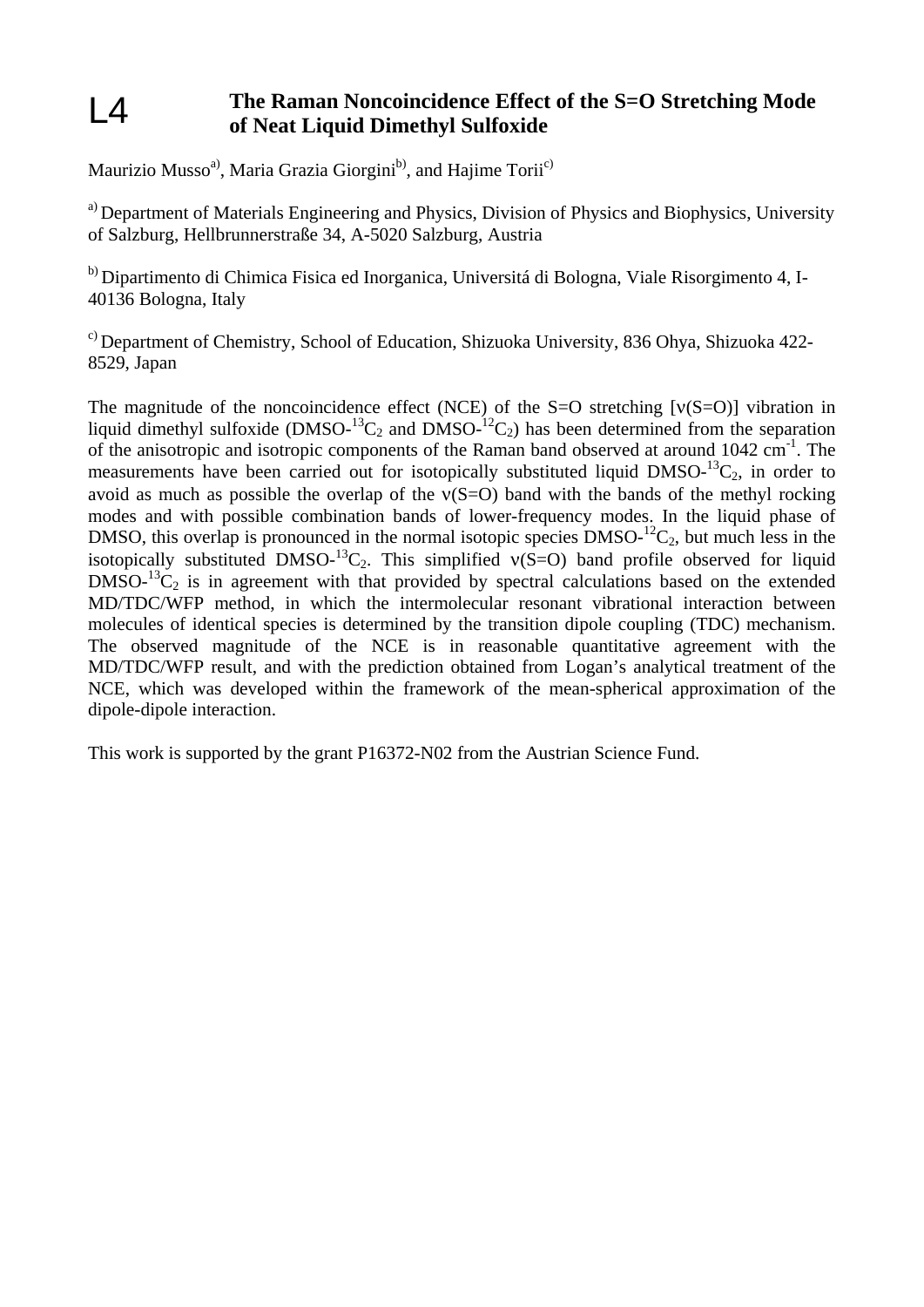# L4 The Raman Noncoincidence Effect of the S=O Stretching Mode of Neat Liquid Dimethyl Sulfoxide

Maurizio Musso[a], Maria Grazia Giorgini[b], and Hajime Torii[c]

[a] Department of Materials Engineering and Physics, Division of Physics and Biophysics, University of Salzburg, Hellbrunnerstraße 34, A-5020 Salzburg, Austria

[b] Dipartimento di Chimica Fisica ed Inorganica, Universitá di Bologna, Viale Risorgimento 4, I-40136 Bologna, Italy

[c] Department of Chemistry, School of Education, Shizuoka University, 836 Ohya, Shizuoka 422-8529, Japan

The magnitude of the noncoincidence effect (NCE) of the S=O stretching [ν(S=O)] vibration in liquid dimethyl sulfoxide (DMSO-$^{13}C_2$ and DMSO-$^{12}C_2$) has been determined from the separation of the anisotropic and isotropic components of the Raman band observed at around 1042 cm$^{-1}$. The measurements have been carried out for isotopically substituted liquid DMSO-$^{13}C_2$, in order to avoid as much as possible the overlap of the ν(S=O) band with the bands of the methyl rocking modes and with possible combination bands of lower-frequency modes. In the liquid phase of DMSO, this overlap is pronounced in the normal isotopic species DMSO-$^{12}C_2$, but much less in the isotopically substituted DMSO-$^{13}C_2$. This simplified ν(S=O) band profile observed for liquid DMSO-$^{13}C_2$ is in agreement with that provided by spectral calculations based on the extended MD/TDC/WFP method, in which the intermolecular resonant vibrational interaction between molecules of identical species is determined by the transition dipole coupling (TDC) mechanism. The observed magnitude of the NCE is in reasonable quantitative agreement with the MD/TDC/WFP result, and with the prediction obtained from Logan's analytical treatment of the NCE, which was developed within the framework of the mean-spherical approximation of the dipole-dipole interaction.

This work is supported by the grant P16372-N02 from the Austrian Science Fund.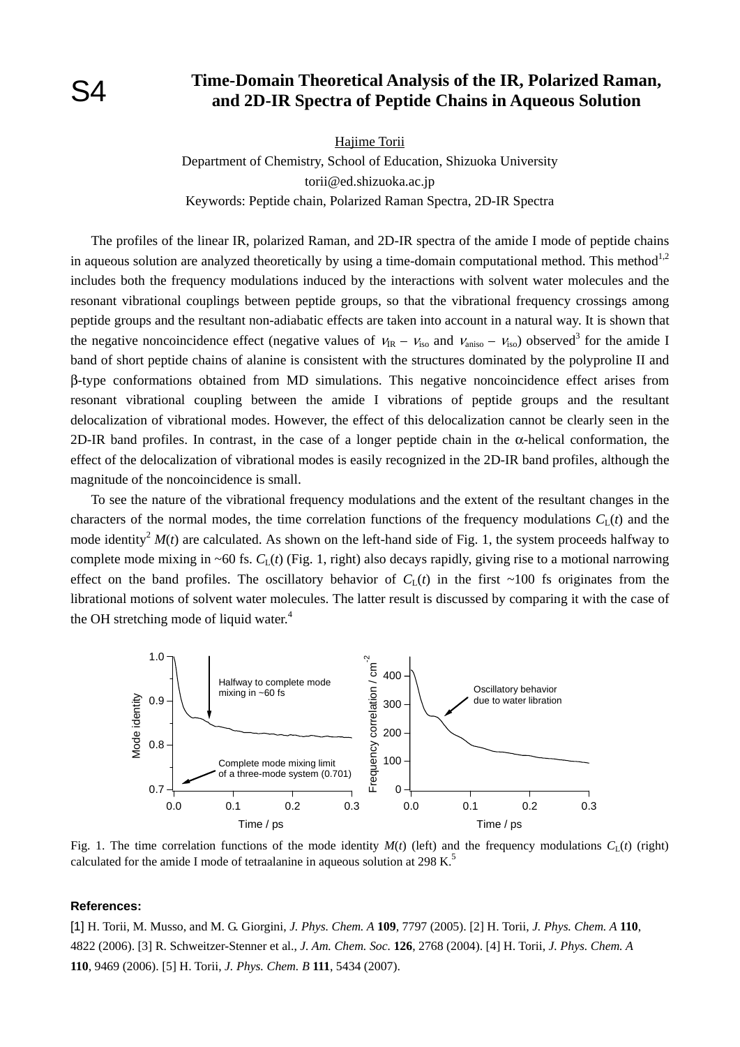S4

# Time-Domain Theoretical Analysis of the IR, Polarized Raman, and 2D-IR Spectra of Peptide Chains in Aqueous Solution

<u>Hajime Torii</u>

Department of Chemistry, School of Education, Shizuoka University

torii@ed.shizuoka.ac.jp

Keywords: Peptide chain, Polarized Raman Spectra, 2D-IR Spectra

The profiles of the linear IR, polarized Raman, and 2D-IR spectra of the amide I mode of peptide chains in aqueous solution are analyzed theoretically by using a time-domain computational method. This method[1,2] includes both the frequency modulations induced by the interactions with solvent water molecules and the resonant vibrational couplings between peptide groups, so that the vibrational frequency crossings among peptide groups and the resultant non-adiabatic effects are taken into account in a natural way. It is shown that the negative noncoincidence effect (negative values of $\nu_{\mathrm{IR}} - \nu_{\mathrm{iso}}$ and $\nu_{\mathrm{aniso}} - \nu_{\mathrm{iso}}$) observed[3] for the amide I band of short peptide chains of alanine is consistent with the structures dominated by the polyproline II and β-type conformations obtained from MD simulations. This negative noncoincidence effect arises from resonant vibrational coupling between the amide I vibrations of peptide groups and the resultant delocalization of vibrational modes. However, the effect of this delocalization cannot be clearly seen in the 2D-IR band profiles. In contrast, in the case of a longer peptide chain in the α-helical conformation, the effect of the delocalization of vibrational modes is easily recognized in the 2D-IR band profiles, although the magnitude of the noncoincidence is small.

To see the nature of the vibrational frequency modulations and the extent of the resultant changes in the characters of the normal modes, the time correlation functions of the frequency modulations $C_{\mathrm{L}}(t)$ and the mode identity[2] $M(t)$ are calculated. As shown on the left-hand side of Fig. 1, the system proceeds halfway to complete mode mixing in ~60 fs. $C_{\mathrm{L}}(t)$ (Fig. 1, right) also decays rapidly, giving rise to a motional narrowing effect on the band profiles. The oscillatory behavior of $C_{\mathrm{L}}(t)$ in the first ~100 fs originates from the librational motions of solvent water molecules. The latter result is discussed by comparing it with the case of the OH stretching mode of liquid water.[4]

Fig. 1. The time correlation functions of the mode identity $M(t)$ (left) and the frequency modulations $C_{\mathrm{L}}(t)$ (right) calculated for the amide I mode of tetraalanine in aqueous solution at 298 K.[5]

**References:**

[1] H. Torii, M. Musso, and M. G. Giorgini, *J. Phys. Chem. A* **109**, 7797 (2005). [2] H. Torii, *J. Phys. Chem. A* **110**, 4822 (2006). [3] R. Schweitzer-Stenner et al., *J. Am. Chem. Soc.* **126**, 2768 (2004). [4] H. Torii, *J. Phys. Chem. A* **110**, 9469 (2006). [5] H. Torii, *J. Phys. Chem. B* **111**, 5434 (2007).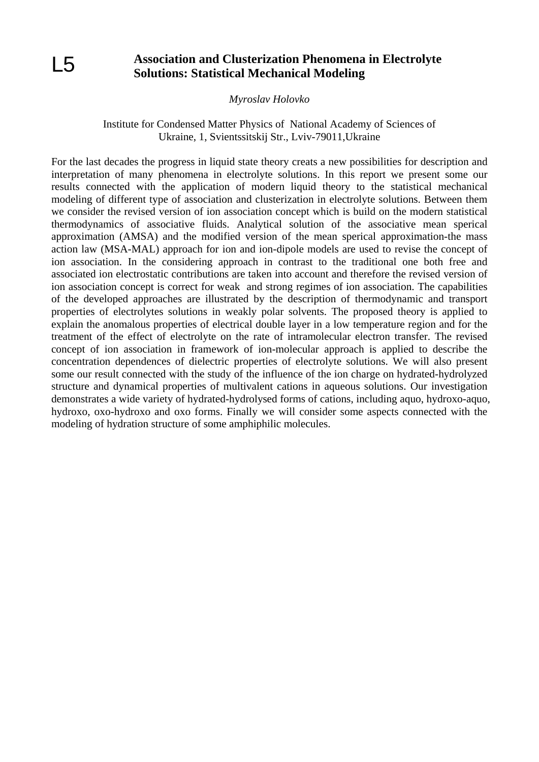L5

# Association and Clusterization Phenomena in Electrolyte Solutions: Statistical Mechanical Modeling

*Myroslav Holovko*

Institute for Condensed Matter Physics of National Academy of Sciences of Ukraine, 1, Svientssitskij Str., Lviv-79011,Ukraine

For the last decades the progress in liquid state theory creats a new possibilities for description and interpretation of many phenomena in electrolyte solutions. In this report we present some our results connected with the application of modern liquid theory to the statistical mechanical modeling of different type of association and clusterization in electrolyte solutions. Between them we consider the revised version of ion association concept which is build on the modern statistical thermodynamics of associative fluids. Analytical solution of the associative mean sperical approximation (AMSA) and the modified version of the mean sperical approximation-the mass action law (MSA-MAL) approach for ion and ion-dipole models are used to revise the concept of ion association. In the considering approach in contrast to the traditional one both free and associated ion electrostatic contributions are taken into account and therefore the revised version of ion association concept is correct for weak and strong regimes of ion association. The capabilities of the developed approaches are illustrated by the description of thermodynamic and transport properties of electrolytes solutions in weakly polar solvents. The proposed theory is applied to explain the anomalous properties of electrical double layer in a low temperature region and for the treatment of the effect of electrolyte on the rate of intramolecular electron transfer. The revised concept of ion association in framework of ion-molecular approach is applied to describe the concentration dependences of dielectric properties of electrolyte solutions. We will also present some our result connected with the study of the influence of the ion charge on hydrated-hydrolyzed structure and dynamical properties of multivalent cations in aqueous solutions. Our investigation demonstrates a wide variety of hydrated-hydrolysed forms of cations, including aquo, hydroxo-aquo, hydroxo, oxo-hydroxo and oxo forms. Finally we will consider some aspects connected with the modeling of hydration structure of some amphiphilic molecules.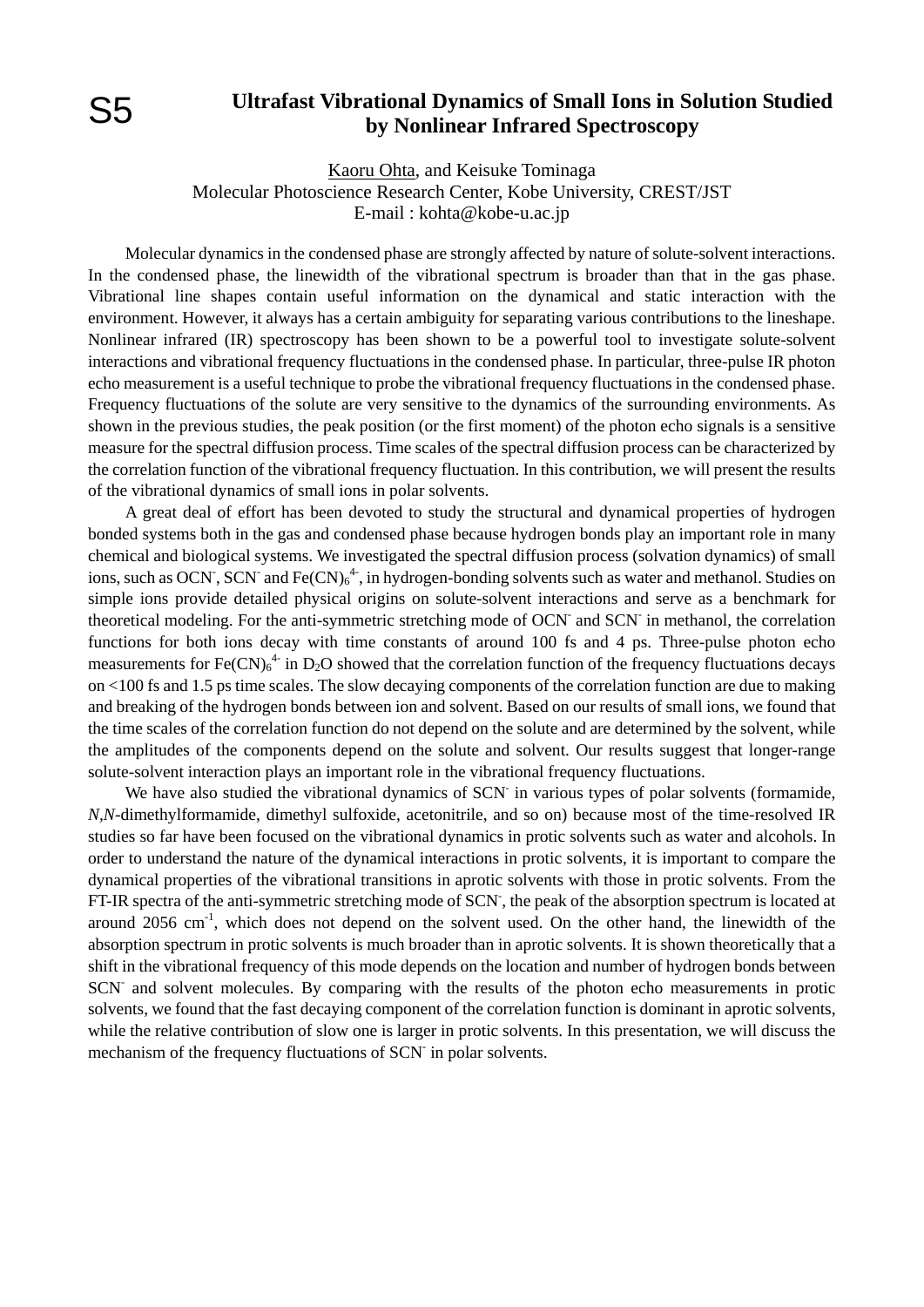S5

# Ultrafast Vibrational Dynamics of Small Ions in Solution Studied by Nonlinear Infrared Spectroscopy

Kaoru Ohta, and Keisuke Tominaga
Molecular Photoscience Research Center, Kobe University, CREST/JST
E-mail : kohta@kobe-u.ac.jp

Molecular dynamics in the condensed phase are strongly affected by nature of solute-solvent interactions. In the condensed phase, the linewidth of the vibrational spectrum is broader than that in the gas phase. Vibrational line shapes contain useful information on the dynamical and static interaction with the environment. However, it always has a certain ambiguity for separating various contributions to the lineshape. Nonlinear infrared (IR) spectroscopy has been shown to be a powerful tool to investigate solute-solvent interactions and vibrational frequency fluctuations in the condensed phase. In particular, three-pulse IR photon echo measurement is a useful technique to probe the vibrational frequency fluctuations in the condensed phase. Frequency fluctuations of the solute are very sensitive to the dynamics of the surrounding environments. As shown in the previous studies, the peak position (or the first moment) of the photon echo signals is a sensitive measure for the spectral diffusion process. Time scales of the spectral diffusion process can be characterized by the correlation function of the vibrational frequency fluctuation. In this contribution, we will present the results of the vibrational dynamics of small ions in polar solvents.

A great deal of effort has been devoted to study the structural and dynamical properties of hydrogen bonded systems both in the gas and condensed phase because hydrogen bonds play an important role in many chemical and biological systems. We investigated the spectral diffusion process (solvation dynamics) of small ions, such as $OCN^-$, $SCN^-$ and $Fe(CN)_6^{4-}$, in hydrogen-bonding solvents such as water and methanol. Studies on simple ions provide detailed physical origins on solute-solvent interactions and serve as a benchmark for theoretical modeling. For the anti-symmetric stretching mode of $OCN^-$ and $SCN^-$ in methanol, the correlation functions for both ions decay with time constants of around 100 fs and 4 ps. Three-pulse photon echo measurements for $Fe(CN)_6^{4-}$ in $D_2O$ showed that the correlation function of the frequency fluctuations decays on <100 fs and 1.5 ps time scales. The slow decaying components of the correlation function are due to making and breaking of the hydrogen bonds between ion and solvent. Based on our results of small ions, we found that the time scales of the correlation function do not depend on the solute and are determined by the solvent, while the amplitudes of the components depend on the solute and solvent. Our results suggest that longer-range solute-solvent interaction plays an important role in the vibrational frequency fluctuations.

We have also studied the vibrational dynamics of $SCN^-$ in various types of polar solvents (formamide, *N,N*-dimethylformamide, dimethyl sulfoxide, acetonitrile, and so on) because most of the time-resolved IR studies so far have been focused on the vibrational dynamics in protic solvents such as water and alcohols. In order to understand the nature of the dynamical interactions in protic solvents, it is important to compare the dynamical properties of the vibrational transitions in aprotic solvents with those in protic solvents. From the FT-IR spectra of the anti-symmetric stretching mode of $SCN^-$, the peak of the absorption spectrum is located at around 2056 $cm^{-1}$, which does not depend on the solvent used. On the other hand, the linewidth of the absorption spectrum in protic solvents is much broader than in aprotic solvents. It is shown theoretically that a shift in the vibrational frequency of this mode depends on the location and number of hydrogen bonds between $SCN^-$ and solvent molecules. By comparing with the results of the photon echo measurements in protic solvents, we found that the fast decaying component of the correlation function is dominant in aprotic solvents, while the relative contribution of slow one is larger in protic solvents. In this presentation, we will discuss the mechanism of the frequency fluctuations of $SCN^-$ in polar solvents.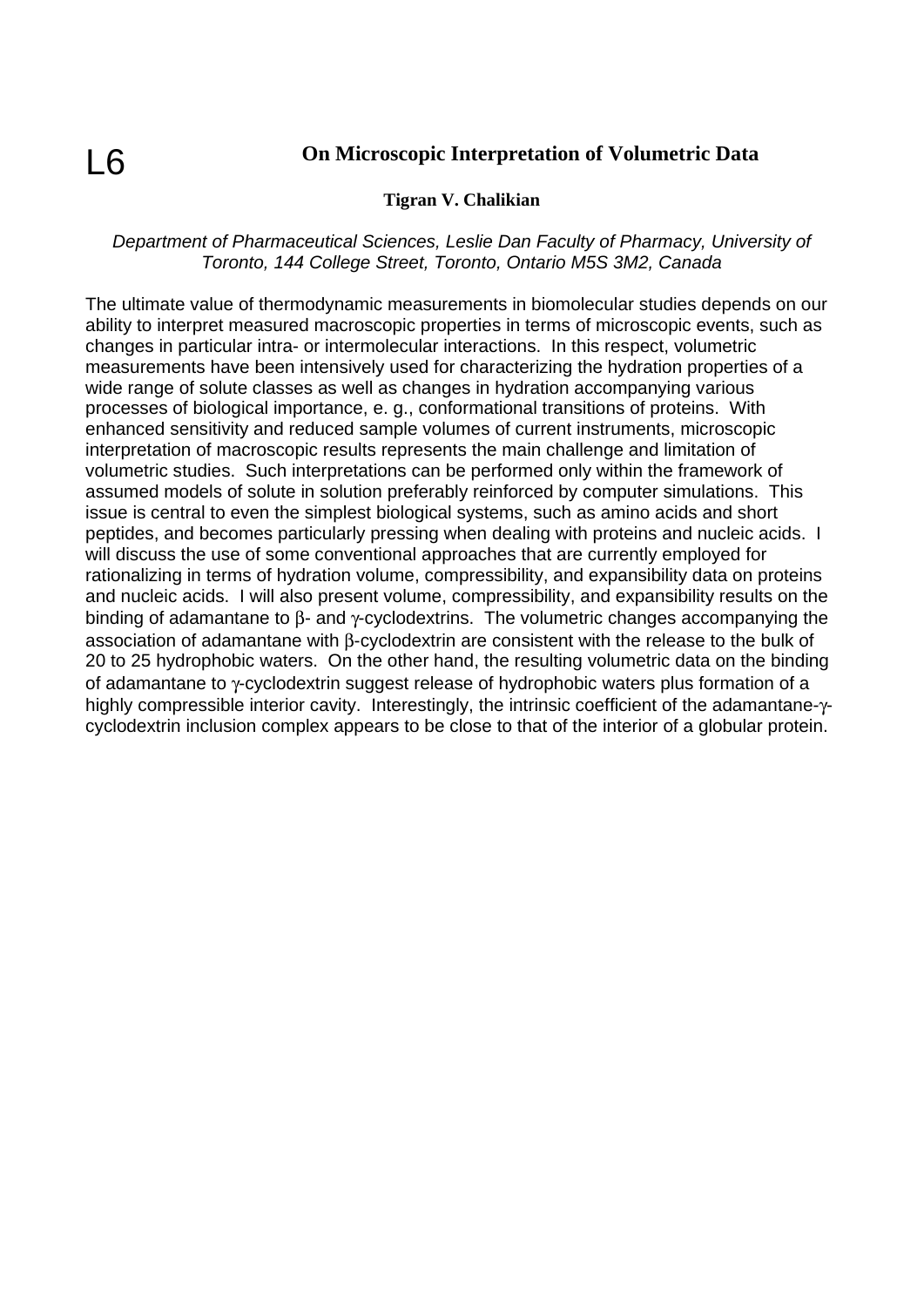L6

# On Microscopic Interpretation of Volumetric Data

**Tigran V. Chalikian**

*Department of Pharmaceutical Sciences, Leslie Dan Faculty of Pharmacy, University of Toronto, 144 College Street, Toronto, Ontario M5S 3M2, Canada*

The ultimate value of thermodynamic measurements in biomolecular studies depends on our ability to interpret measured macroscopic properties in terms of microscopic events, such as changes in particular intra- or intermolecular interactions. In this respect, volumetric measurements have been intensively used for characterizing the hydration properties of a wide range of solute classes as well as changes in hydration accompanying various processes of biological importance, e. g., conformational transitions of proteins. With enhanced sensitivity and reduced sample volumes of current instruments, microscopic interpretation of macroscopic results represents the main challenge and limitation of volumetric studies. Such interpretations can be performed only within the framework of assumed models of solute in solution preferably reinforced by computer simulations. This issue is central to even the simplest biological systems, such as amino acids and short peptides, and becomes particularly pressing when dealing with proteins and nucleic acids. I will discuss the use of some conventional approaches that are currently employed for rationalizing in terms of hydration volume, compressibility, and expansibility data on proteins and nucleic acids. I will also present volume, compressibility, and expansibility results on the binding of adamantane to β- and γ-cyclodextrins. The volumetric changes accompanying the association of adamantane with β-cyclodextrin are consistent with the release to the bulk of 20 to 25 hydrophobic waters. On the other hand, the resulting volumetric data on the binding of adamantane to γ-cyclodextrin suggest release of hydrophobic waters plus formation of a highly compressible interior cavity. Interestingly, the intrinsic coefficient of the adamantane-γ-cyclodextrin inclusion complex appears to be close to that of the interior of a globular protein.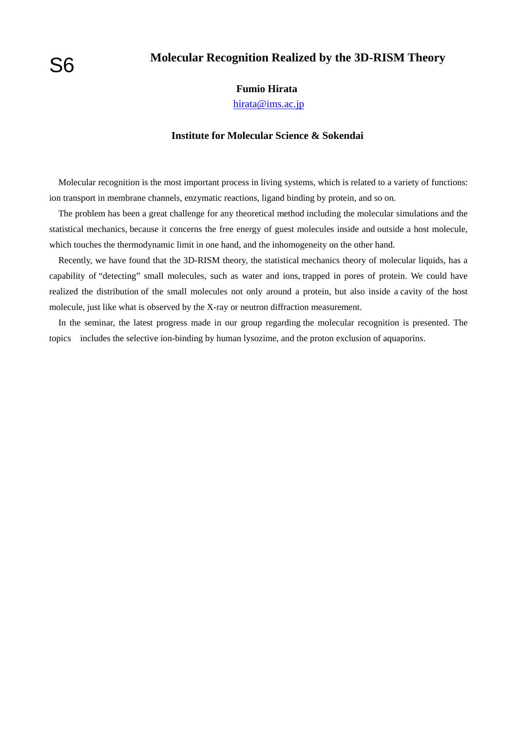S6

# Molecular Recognition Realized by the 3D-RISM Theory

**Fumio Hirata**

hirata@ims.ac.jp

**Institute for Molecular Science & Sokendai**

Molecular recognition is the most important process in living systems, which is related to a variety of functions: ion transport in membrane channels, enzymatic reactions, ligand binding by protein, and so on.

The problem has been a great challenge for any theoretical method including the molecular simulations and the statistical mechanics, because it concerns the free energy of guest molecules inside and outside a host molecule, which touches the thermodynamic limit in one hand, and the inhomogeneity on the other hand.

Recently, we have found that the 3D-RISM theory, the statistical mechanics theory of molecular liquids, has a capability of "detecting" small molecules, such as water and ions, trapped in pores of protein. We could have realized the distribution of the small molecules not only around a protein, but also inside a cavity of the host molecule, just like what is observed by the X-ray or neutron diffraction measurement.

In the seminar, the latest progress made in our group regarding the molecular recognition is presented. The topics includes the selective ion-binding by human lysozime, and the proton exclusion of aquaporins.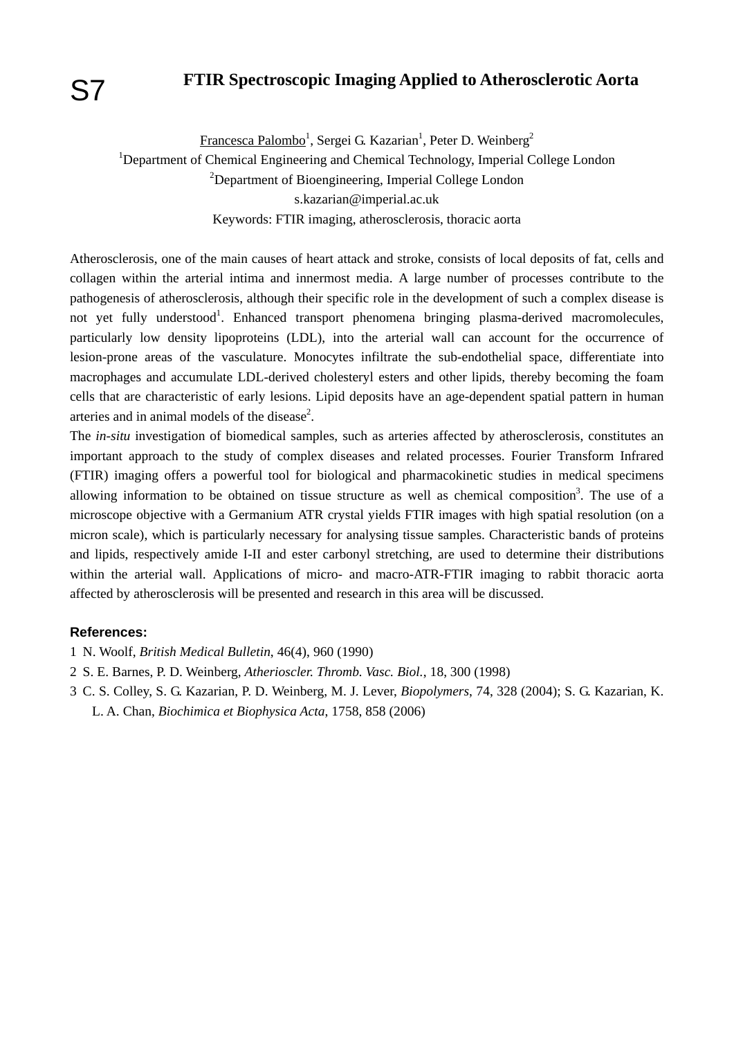S7

# FTIR Spectroscopic Imaging Applied to Atherosclerotic Aorta

Francesca Palombo[1], Sergei G. Kazarian[1], Peter D. Weinberg[2]

[1]Department of Chemical Engineering and Chemical Technology, Imperial College London

[2]Department of Bioengineering, Imperial College London

s.kazarian@imperial.ac.uk

Keywords: FTIR imaging, atherosclerosis, thoracic aorta

Atherosclerosis, one of the main causes of heart attack and stroke, consists of local deposits of fat, cells and collagen within the arterial intima and innermost media. A large number of processes contribute to the pathogenesis of atherosclerosis, although their specific role in the development of such a complex disease is not yet fully understood[1]. Enhanced transport phenomena bringing plasma-derived macromolecules, particularly low density lipoproteins (LDL), into the arterial wall can account for the occurrence of lesion-prone areas of the vasculature. Monocytes infiltrate the sub-endothelial space, differentiate into macrophages and accumulate LDL-derived cholesteryl esters and other lipids, thereby becoming the foam cells that are characteristic of early lesions. Lipid deposits have an age-dependent spatial pattern in human arteries and in animal models of the disease[2].

The *in-situ* investigation of biomedical samples, such as arteries affected by atherosclerosis, constitutes an important approach to the study of complex diseases and related processes. Fourier Transform Infrared (FTIR) imaging offers a powerful tool for biological and pharmacokinetic studies in medical specimens allowing information to be obtained on tissue structure as well as chemical composition[3]. The use of a microscope objective with a Germanium ATR crystal yields FTIR images with high spatial resolution (on a micron scale), which is particularly necessary for analysing tissue samples. Characteristic bands of proteins and lipids, respectively amide I-II and ester carbonyl stretching, are used to determine their distributions within the arterial wall. Applications of micro- and macro-ATR-FTIR imaging to rabbit thoracic aorta affected by atherosclerosis will be presented and research in this area will be discussed.

**References:**

1 N. Woolf, *British Medical Bulletin*, 46(4), 960 (1990)

2 S. E. Barnes, P. D. Weinberg, *Atherioscler. Thromb. Vasc. Biol.*, 18, 300 (1998)

3 C. S. Colley, S. G. Kazarian, P. D. Weinberg, M. J. Lever, *Biopolymers*, 74, 328 (2004); S. G. Kazarian, K. L. A. Chan, *Biochimica et Biophysica Acta*, 1758, 858 (2006)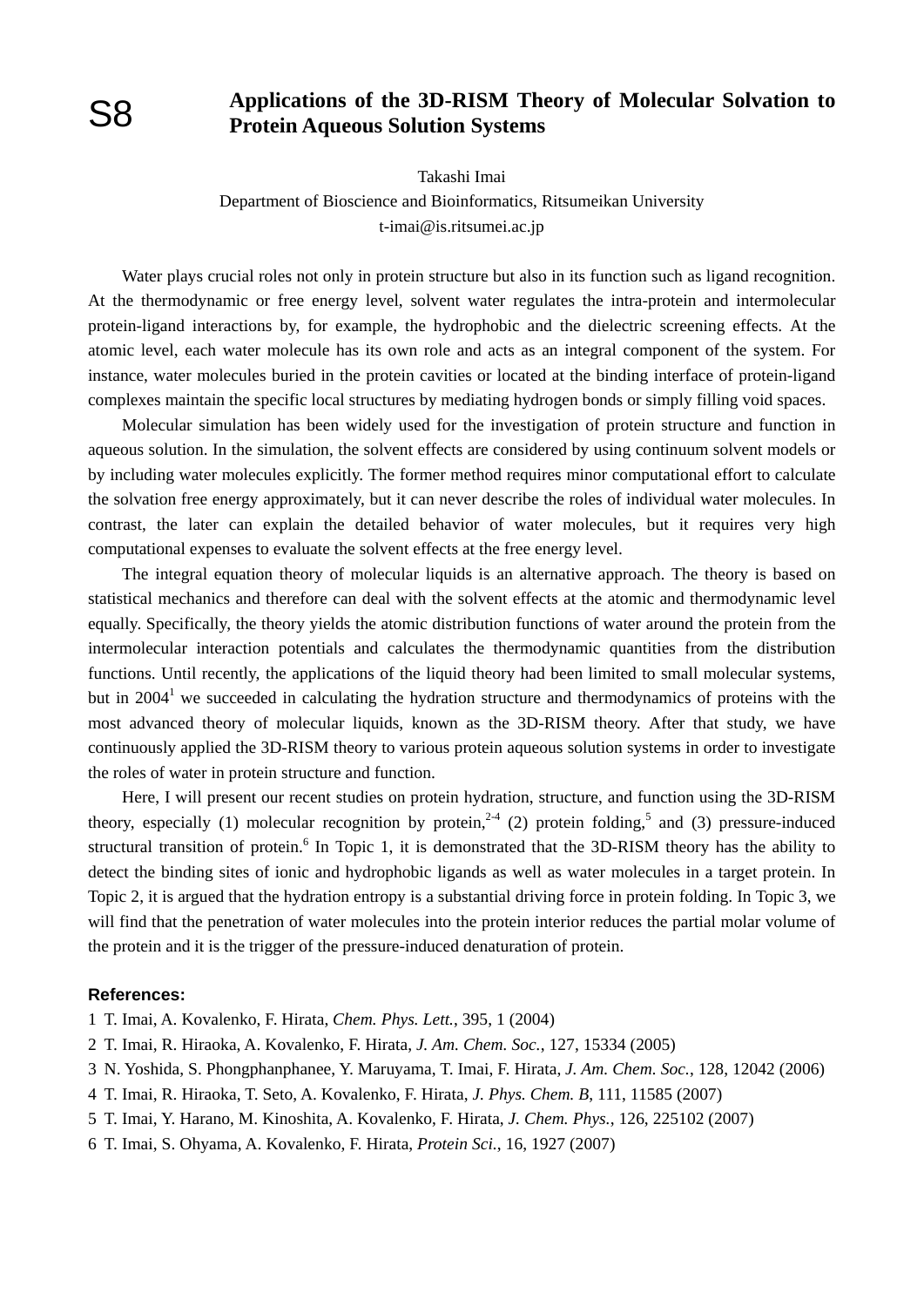# S8 Applications of the 3D-RISM Theory of Molecular Solvation to Protein Aqueous Solution Systems

Takashi Imai
Department of Bioscience and Bioinformatics, Ritsumeikan University
t-imai@is.ritsumei.ac.jp

Water plays crucial roles not only in protein structure but also in its function such as ligand recognition. At the thermodynamic or free energy level, solvent water regulates the intra-protein and intermolecular protein-ligand interactions by, for example, the hydrophobic and the dielectric screening effects. At the atomic level, each water molecule has its own role and acts as an integral component of the system. For instance, water molecules buried in the protein cavities or located at the binding interface of protein-ligand complexes maintain the specific local structures by mediating hydrogen bonds or simply filling void spaces.

Molecular simulation has been widely used for the investigation of protein structure and function in aqueous solution. In the simulation, the solvent effects are considered by using continuum solvent models or by including water molecules explicitly. The former method requires minor computational effort to calculate the solvation free energy approximately, but it can never describe the roles of individual water molecules. In contrast, the later can explain the detailed behavior of water molecules, but it requires very high computational expenses to evaluate the solvent effects at the free energy level.

The integral equation theory of molecular liquids is an alternative approach. The theory is based on statistical mechanics and therefore can deal with the solvent effects at the atomic and thermodynamic level equally. Specifically, the theory yields the atomic distribution functions of water around the protein from the intermolecular interaction potentials and calculates the thermodynamic quantities from the distribution functions. Until recently, the applications of the liquid theory had been limited to small molecular systems, but in 2004[1] we succeeded in calculating the hydration structure and thermodynamics of proteins with the most advanced theory of molecular liquids, known as the 3D-RISM theory. After that study, we have continuously applied the 3D-RISM theory to various protein aqueous solution systems in order to investigate the roles of water in protein structure and function.

Here, I will present our recent studies on protein hydration, structure, and function using the 3D-RISM theory, especially (1) molecular recognition by protein,[2-4] (2) protein folding,[5] and (3) pressure-induced structural transition of protein.[6] In Topic 1, it is demonstrated that the 3D-RISM theory has the ability to detect the binding sites of ionic and hydrophobic ligands as well as water molecules in a target protein. In Topic 2, it is argued that the hydration entropy is a substantial driving force in protein folding. In Topic 3, we will find that the penetration of water molecules into the protein interior reduces the partial molar volume of the protein and it is the trigger of the pressure-induced denaturation of protein.

**References:**

1 T. Imai, A. Kovalenko, F. Hirata, *Chem. Phys. Lett.*, 395, 1 (2004)
2 T. Imai, R. Hiraoka, A. Kovalenko, F. Hirata, *J. Am. Chem. Soc.*, 127, 15334 (2005)
3 N. Yoshida, S. Phongphanphanee, Y. Maruyama, T. Imai, F. Hirata, *J. Am. Chem. Soc.*, 128, 12042 (2006)
4 T. Imai, R. Hiraoka, T. Seto, A. Kovalenko, F. Hirata, *J. Phys. Chem. B*, 111, 11585 (2007)
5 T. Imai, Y. Harano, M. Kinoshita, A. Kovalenko, F. Hirata, *J. Chem. Phys.*, 126, 225102 (2007)
6 T. Imai, S. Ohyama, A. Kovalenko, F. Hirata, *Protein Sci.*, 16, 1927 (2007)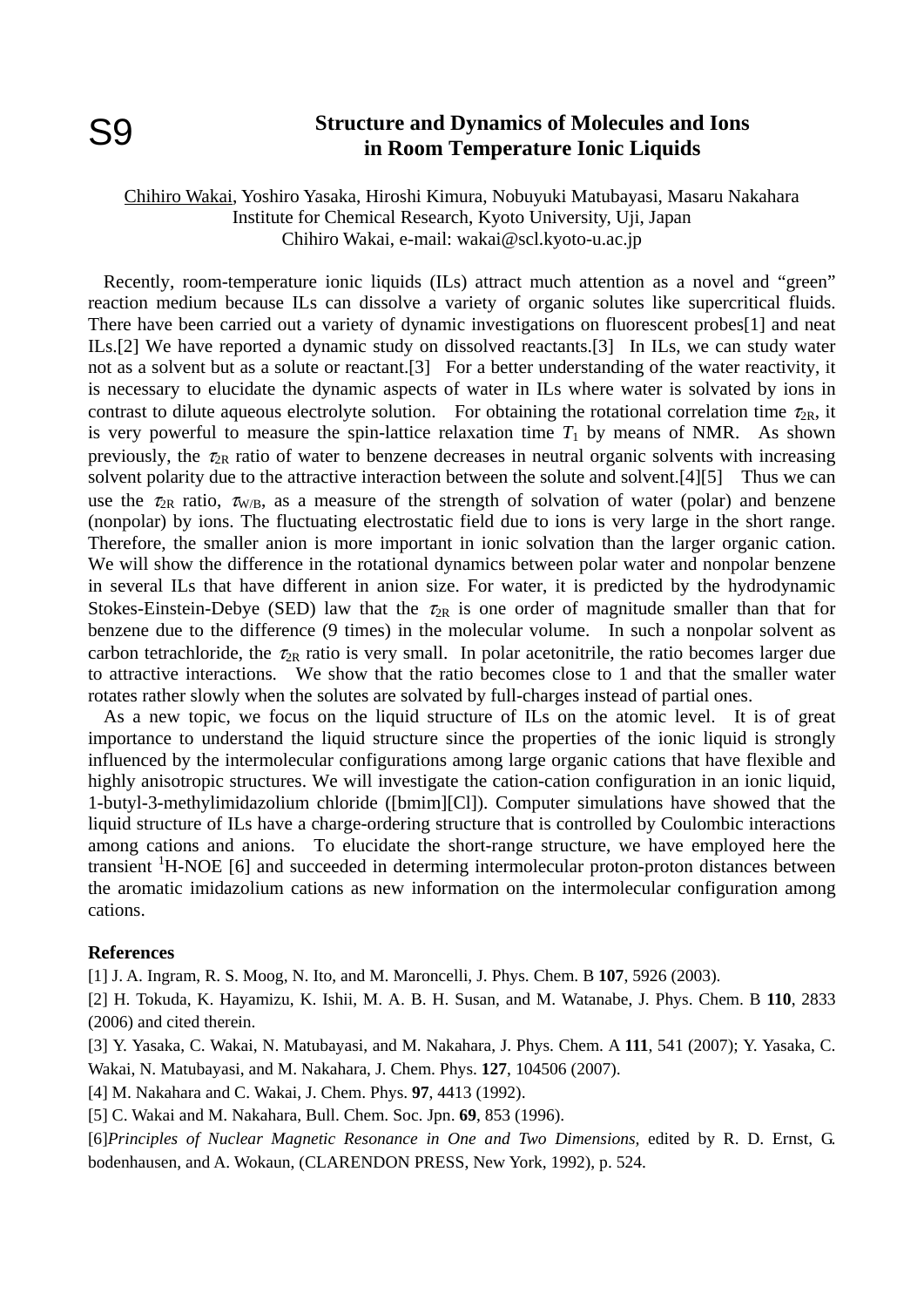# S9 Structure and Dynamics of Molecules and Ions in Room Temperature Ionic Liquids

Chihiro Wakai, Yoshiro Yasaka, Hiroshi Kimura, Nobuyuki Matubayasi, Masaru Nakahara
Institute for Chemical Research, Kyoto University, Uji, Japan
Chihiro Wakai, e-mail: wakai@scl.kyoto-u.ac.jp

Recently, room-temperature ionic liquids (ILs) attract much attention as a novel and "green" reaction medium because ILs can dissolve a variety of organic solutes like supercritical fluids. There have been carried out a variety of dynamic investigations on fluorescent probes[1] and neat ILs.[2] We have reported a dynamic study on dissolved reactants.[3] In ILs, we can study water not as a solvent but as a solute or reactant.[3] For a better understanding of the water reactivity, it is necessary to elucidate the dynamic aspects of water in ILs where water is solvated by ions in contrast to dilute aqueous electrolyte solution. For obtaining the rotational correlation time $\tau_{2R}$, it is very powerful to measure the spin-lattice relaxation time $T_1$ by means of NMR. As shown previously, the $\tau_{2R}$ ratio of water to benzene decreases in neutral organic solvents with increasing solvent polarity due to the attractive interaction between the solute and solvent.[4][5] Thus we can use the $\tau_{2R}$ ratio, $\tau_{W/B}$, as a measure of the strength of solvation of water (polar) and benzene (nonpolar) by ions. The fluctuating electrostatic field due to ions is very large in the short range. Therefore, the smaller anion is more important in ionic solvation than the larger organic cation. We will show the difference in the rotational dynamics between polar water and nonpolar benzene in several ILs that have different in anion size. For water, it is predicted by the hydrodynamic Stokes-Einstein-Debye (SED) law that the $\tau_{2R}$ is one order of magnitude smaller than that for benzene due to the difference (9 times) in the molecular volume. In such a nonpolar solvent as carbon tetrachloride, the $\tau_{2R}$ ratio is very small. In polar acetonitrile, the ratio becomes larger due to attractive interactions. We show that the ratio becomes close to 1 and that the smaller water rotates rather slowly when the solutes are solvated by full-charges instead of partial ones.

As a new topic, we focus on the liquid structure of ILs on the atomic level. It is of great importance to understand the liquid structure since the properties of the ionic liquid is strongly influenced by the intermolecular configurations among large organic cations that have flexible and highly anisotropic structures. We will investigate the cation-cation configuration in an ionic liquid, 1-butyl-3-methylimidazolium chloride ([bmim][Cl]). Computer simulations have showed that the liquid structure of ILs have a charge-ordering structure that is controlled by Coulombic interactions among cations and anions. To elucidate the short-range structure, we have employed here the transient $^{1}$H-NOE [6] and succeeded in determing intermolecular proton-proton distances between the aromatic imidazolium cations as new information on the intermolecular configuration among cations.

### References

[1] J. A. Ingram, R. S. Moog, N. Ito, and M. Maroncelli, J. Phys. Chem. B **107**, 5926 (2003).

[2] H. Tokuda, K. Hayamizu, K. Ishii, M. A. B. H. Susan, and M. Watanabe, J. Phys. Chem. B **110**, 2833 (2006) and cited therein.

[3] Y. Yasaka, C. Wakai, N. Matubayasi, and M. Nakahara, J. Phys. Chem. A **111**, 541 (2007); Y. Yasaka, C. Wakai, N. Matubayasi, and M. Nakahara, J. Chem. Phys. **127**, 104506 (2007).

[4] M. Nakahara and C. Wakai, J. Chem. Phys. **97**, 4413 (1992).

[5] C. Wakai and M. Nakahara, Bull. Chem. Soc. Jpn. **69**, 853 (1996).

[6]*Principles of Nuclear Magnetic Resonance in One and Two Dimensions*, edited by R. D. Ernst, G. bodenhausen, and A. Wokaun, (CLARENDON PRESS, New York, 1992), p. 524.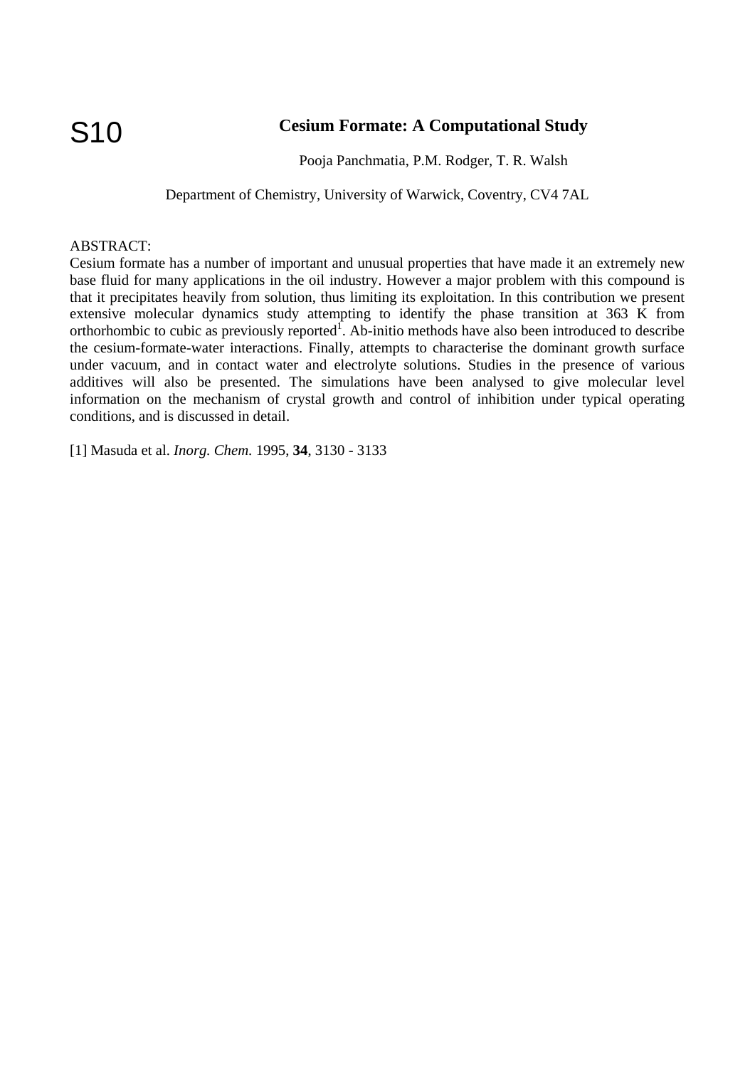S10

# Cesium Formate: A Computational Study

Pooja Panchmatia, P.M. Rodger, T. R. Walsh

Department of Chemistry, University of Warwick, Coventry, CV4 7AL

ABSTRACT:

Cesium formate has a number of important and unusual properties that have made it an extremely new base fluid for many applications in the oil industry. However a major problem with this compound is that it precipitates heavily from solution, thus limiting its exploitation. In this contribution we present extensive molecular dynamics study attempting to identify the phase transition at 363 K from orthorhombic to cubic as previously reported[1]. Ab-initio methods have also been introduced to describe the cesium-formate-water interactions. Finally, attempts to characterise the dominant growth surface under vacuum, and in contact water and electrolyte solutions. Studies in the presence of various additives will also be presented. The simulations have been analysed to give molecular level information on the mechanism of crystal growth and control of inhibition under typical operating conditions, and is discussed in detail.

[1] Masuda et al. *Inorg. Chem.* 1995, **34**, 3130 - 3133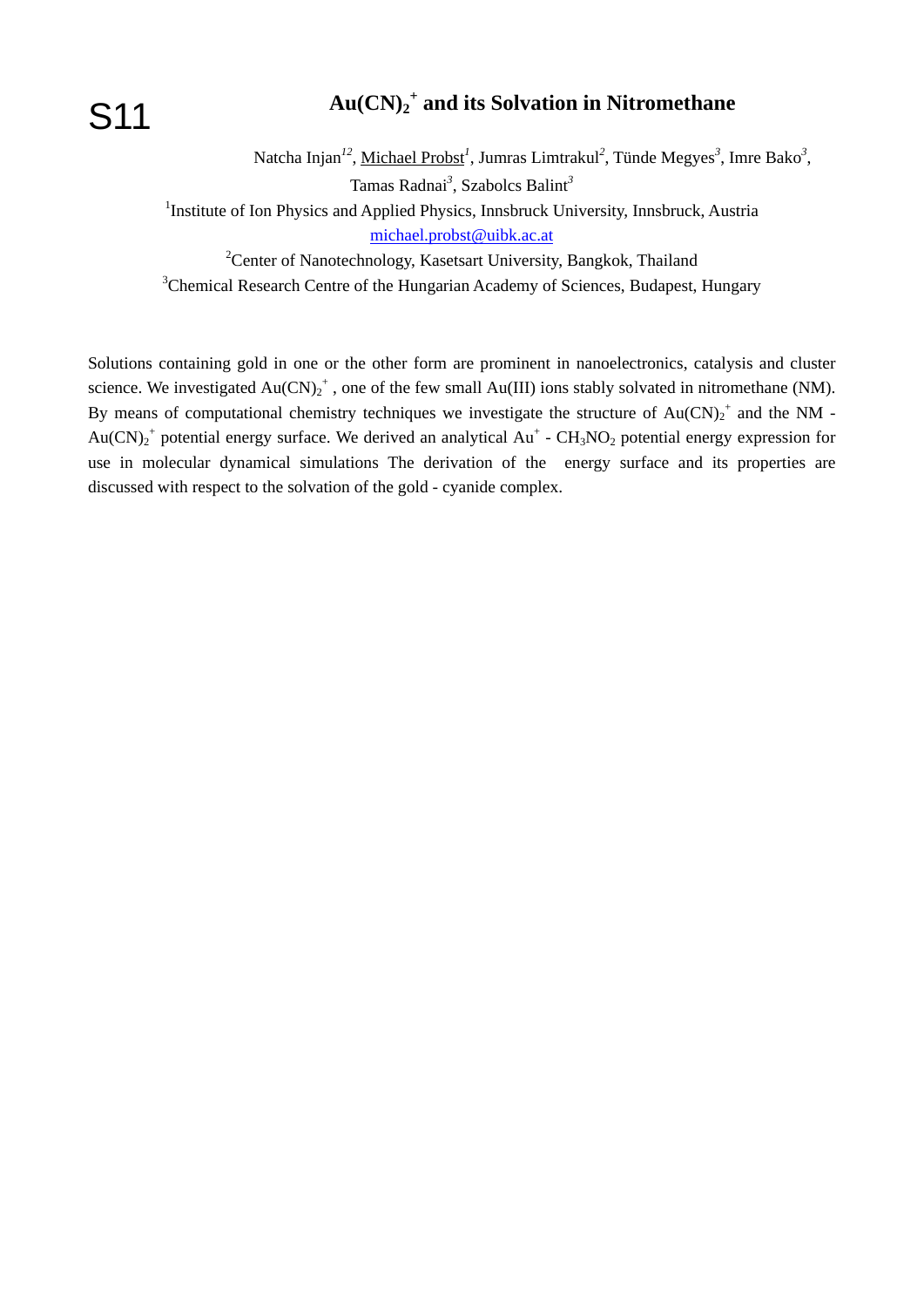S11

# $Au(CN)_2^+$ and its Solvation in Nitromethane

Natcha Injan[12], Michael Probst[1], Jumras Limtrakul[2], Tünde Megyes[3], Imre Bako[3], Tamas Radnai[3], Szabolcs Balint[3]

[1]Institute of Ion Physics and Applied Physics, Innsbruck University, Innsbruck, Austria
michael.probst@uibk.ac.at

[2]Center of Nanotechnology, Kasetsart University, Bangkok, Thailand

[3]Chemical Research Centre of the Hungarian Academy of Sciences, Budapest, Hungary

Solutions containing gold in one or the other form are prominent in nanoelectronics, catalysis and cluster science. We investigated $Au(CN)_2^+$ , one of the few small Au(III) ions stably solvated in nitromethane (NM). By means of computational chemistry techniques we investigate the structure of $Au(CN)_2^+$ and the NM - $Au(CN)_2^+$ potential energy surface. We derived an analytical $Au^+$ - $CH_3NO_2$ potential energy expression for use in molecular dynamical simulations The derivation of the energy surface and its properties are discussed with respect to the solvation of the gold - cyanide complex.